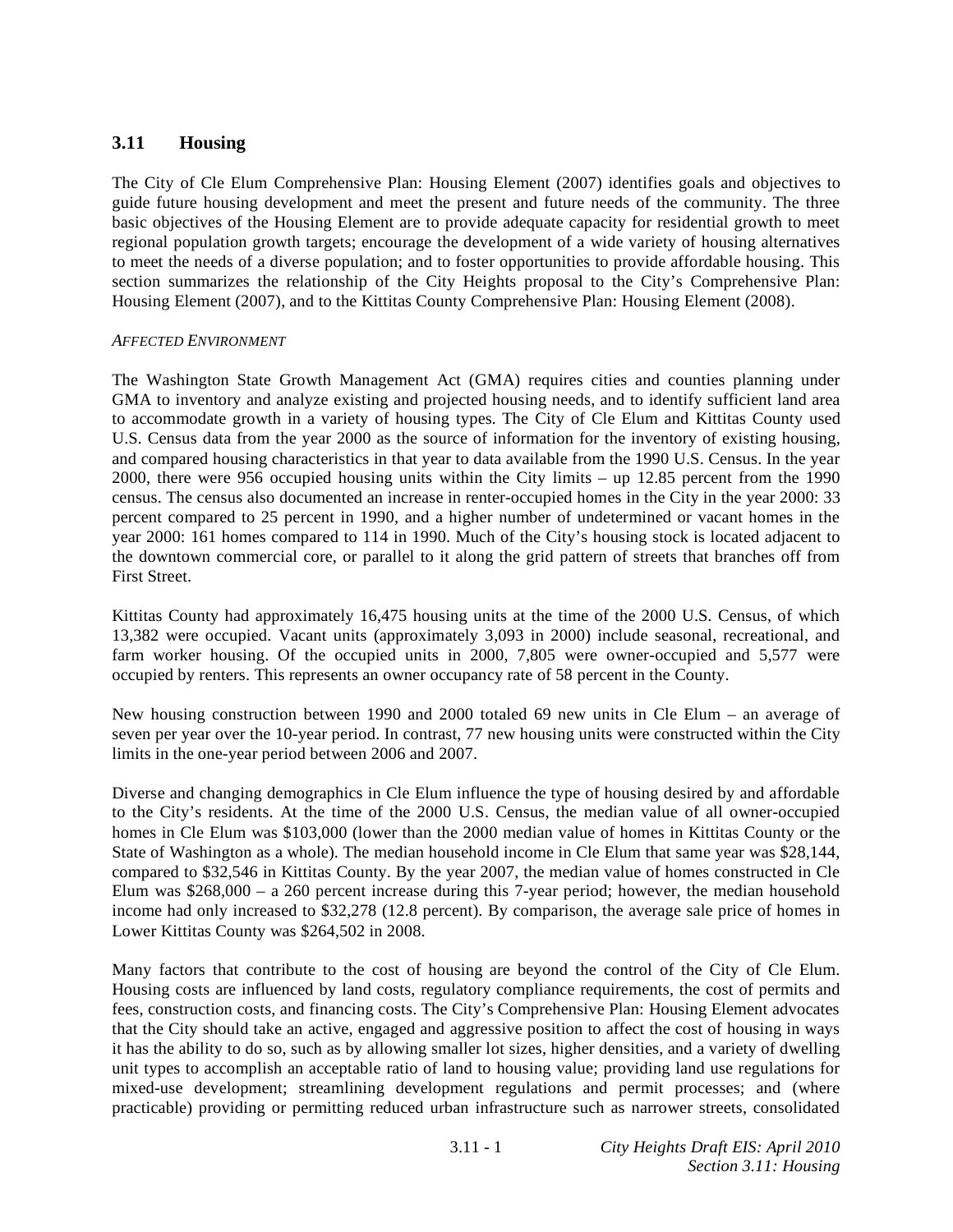## 3.11 Housing

The City of Cle Elum Comprehensive Plan: Housing Element (2007) identifies goals and objectives to guide future housing development and meet the present and future needs of the community. The three basic objectives of the Housing Element are to provide adequate capacity for residential growth to meet regional population growth targets; encourage the development of a wide variety of housing alternatives to meet the needs of a diverse population; and to foster opportunities to provide affordable housing. This section summarizes the relationship of the City Heights proposal to the City's Comprehensive Plan: Housing Element (2007), and to the Kittitas County Comprehensive Plan: Housing Element (2008).

*AFFECTED ENVIRONMENT*

The Washington State Growth Management Act (GMA) requires cities and counties planning under GMA to inventory and analyze existing and projected housing needs, and to identify sufficient land area to accommodate growth in a variety of housing types. The City of Cle Elum and Kittitas County used U.S. Census data from the year 2000 as the source of information for the inventory of existing housing, and compared housing characteristics in that year to data available from the 1990 U.S. Census. In the year 2000, there were 956 occupied housing units within the City limits – up 12.85 percent from the 1990 census. The census also documented an increase in renter-occupied homes in the City in the year 2000: 33 percent compared to 25 percent in 1990, and a higher number of undetermined or vacant homes in the year 2000: 161 homes compared to 114 in 1990. Much of the City's housing stock is located adjacent to the downtown commercial core, or parallel to it along the grid pattern of streets that branches off from First Street.

Kittitas County had approximately 16,475 housing units at the time of the 2000 U.S. Census, of which 13,382 were occupied. Vacant units (approximately 3,093 in 2000) include seasonal, recreational, and farm worker housing. Of the occupied units in 2000, 7,805 were owner-occupied and 5,577 were occupied by renters. This represents an owner occupancy rate of 58 percent in the County.

New housing construction between 1990 and 2000 totaled 69 new units in Cle Elum – an average of seven per year over the 10-year period. In contrast, 77 new housing units were constructed within the City limits in the one-year period between 2006 and 2007.

Diverse and changing demographics in Cle Elum influence the type of housing desired by and affordable to the City's residents. At the time of the 2000 U.S. Census, the median value of all owner-occupied homes in Cle Elum was $103,000 (lower than the 2000 median value of homes in Kittitas County or the State of Washington as a whole). The median household income in Cle Elum that same year was $28,144, compared to $32,546 in Kittitas County. By the year 2007, the median value of homes constructed in Cle Elum was $268,000 – a 260 percent increase during this 7-year period; however, the median household income had only increased to $32,278 (12.8 percent). By comparison, the average sale price of homes in Lower Kittitas County was $264,502 in 2008.

Many factors that contribute to the cost of housing are beyond the control of the City of Cle Elum. Housing costs are influenced by land costs, regulatory compliance requirements, the cost of permits and fees, construction costs, and financing costs. The City's Comprehensive Plan: Housing Element advocates that the City should take an active, engaged and aggressive position to affect the cost of housing in ways it has the ability to do so, such as by allowing smaller lot sizes, higher densities, and a variety of dwelling unit types to accomplish an acceptable ratio of land to housing value; providing land use regulations for mixed-use development; streamlining development regulations and permit processes; and (where practicable) providing or permitting reduced urban infrastructure such as narrower streets, consolidated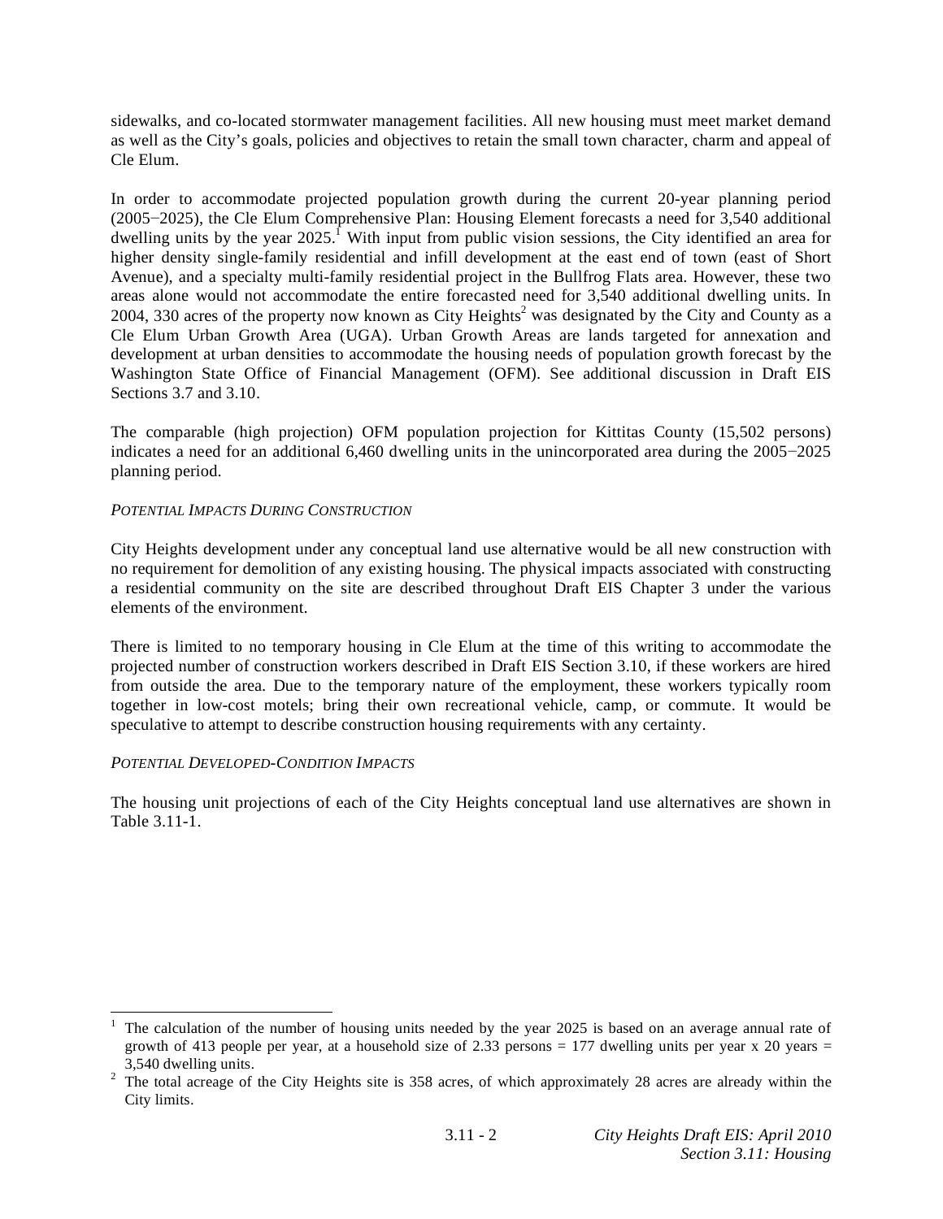sidewalks, and co-located stormwater management facilities. All new housing must meet market demand as well as the City's goals, policies and objectives to retain the small town character, charm and appeal of Cle Elum.

In order to accommodate projected population growth during the current 20-year planning period (2005−2025), the Cle Elum Comprehensive Plan: Housing Element forecasts a need for 3,540 additional dwelling units by the year 2025.[1] With input from public vision sessions, the City identified an area for higher density single-family residential and infill development at the east end of town (east of Short Avenue), and a specialty multi-family residential project in the Bullfrog Flats area. However, these two areas alone would not accommodate the entire forecasted need for 3,540 additional dwelling units. In 2004, 330 acres of the property now known as City Heights[2] was designated by the City and County as a Cle Elum Urban Growth Area (UGA). Urban Growth Areas are lands targeted for annexation and development at urban densities to accommodate the housing needs of population growth forecast by the Washington State Office of Financial Management (OFM). See additional discussion in Draft EIS Sections 3.7 and 3.10.

The comparable (high projection) OFM population projection for Kittitas County (15,502 persons) indicates a need for an additional 6,460 dwelling units in the unincorporated area during the 2005−2025 planning period.

*POTENTIAL IMPACTS DURING CONSTRUCTION*

City Heights development under any conceptual land use alternative would be all new construction with no requirement for demolition of any existing housing. The physical impacts associated with constructing a residential community on the site are described throughout Draft EIS Chapter 3 under the various elements of the environment.

There is limited to no temporary housing in Cle Elum at the time of this writing to accommodate the projected number of construction workers described in Draft EIS Section 3.10, if these workers are hired from outside the area. Due to the temporary nature of the employment, these workers typically room together in low-cost motels; bring their own recreational vehicle, camp, or commute. It would be speculative to attempt to describe construction housing requirements with any certainty.

*POTENTIAL DEVELOPED-CONDITION IMPACTS*

The housing unit projections of each of the City Heights conceptual land use alternatives are shown in Table 3.11-1.

---

[1] The calculation of the number of housing units needed by the year 2025 is based on an average annual rate of growth of 413 people per year, at a household size of 2.33 persons = 177 dwelling units per year x 20 years = 3,540 dwelling units.

[2] The total acreage of the City Heights site is 358 acres, of which approximately 28 acres are already within the City limits.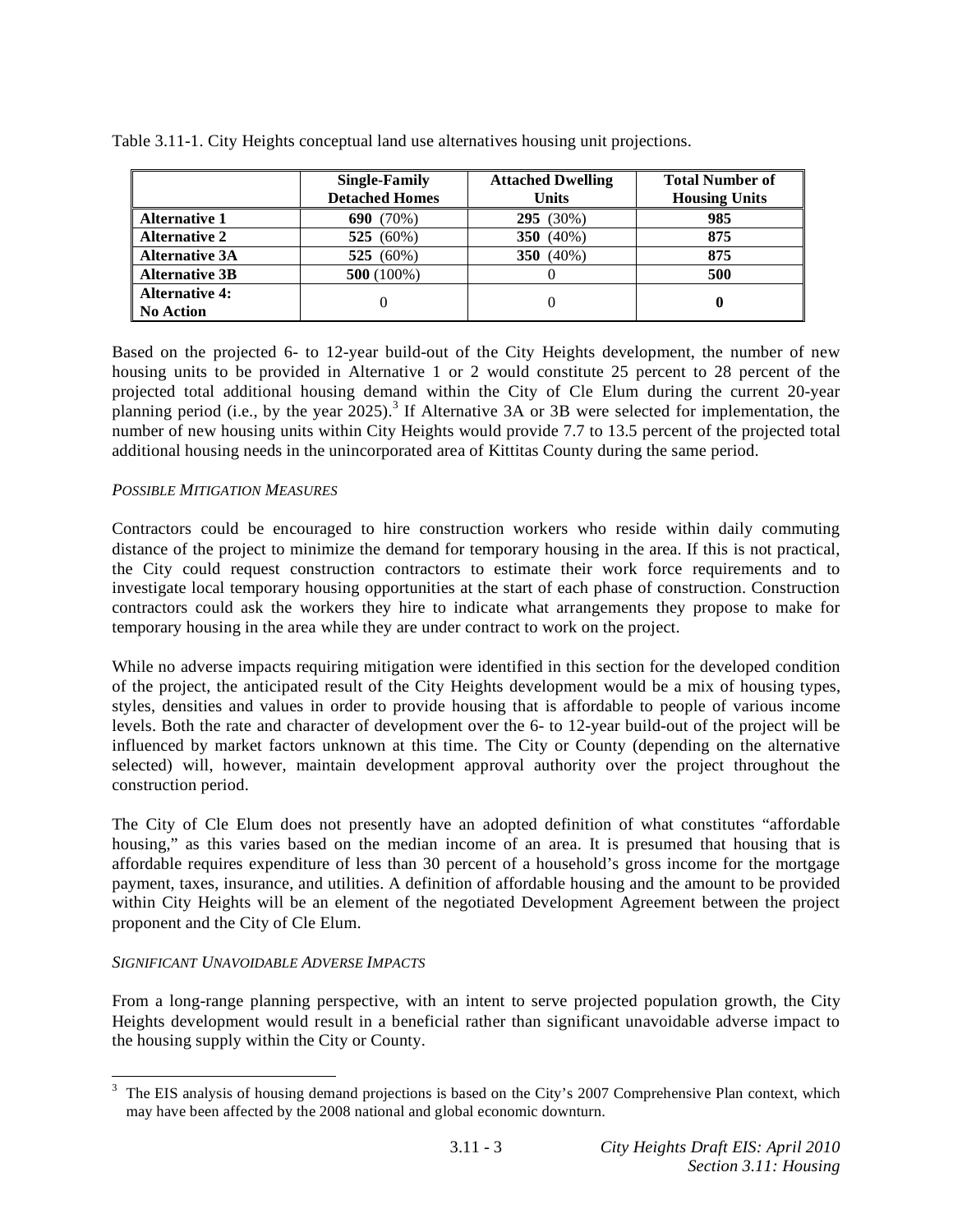Table 3.11-1. City Heights conceptual land use alternatives housing unit projections.

| | Single-Family Detached Homes | Attached Dwelling Units | Total Number of Housing Units |
|---|---|---|---|
| **Alternative 1** | **690** (70%) | **295** (30%) | **985** |
| **Alternative 2** | **525** (60%) | **350** (40%) | **875** |
| **Alternative 3A** | **525** (60%) | **350** (40%) | **875** |
| **Alternative 3B** | **500** (100%) | 0 | **500** |
| **Alternative 4: No Action** | 0 | 0 | **0** |

Based on the projected 6- to 12-year build-out of the City Heights development, the number of new housing units to be provided in Alternative 1 or 2 would constitute 25 percent to 28 percent of the projected total additional housing demand within the City of Cle Elum during the current 20-year planning period (i.e., by the year 2025).[3] If Alternative 3A or 3B were selected for implementation, the number of new housing units within City Heights would provide 7.7 to 13.5 percent of the projected total additional housing needs in the unincorporated area of Kittitas County during the same period.

*POSSIBLE MITIGATION MEASURES*

Contractors could be encouraged to hire construction workers who reside within daily commuting distance of the project to minimize the demand for temporary housing in the area. If this is not practical, the City could request construction contractors to estimate their work force requirements and to investigate local temporary housing opportunities at the start of each phase of construction. Construction contractors could ask the workers they hire to indicate what arrangements they propose to make for temporary housing in the area while they are under contract to work on the project.

While no adverse impacts requiring mitigation were identified in this section for the developed condition of the project, the anticipated result of the City Heights development would be a mix of housing types, styles, densities and values in order to provide housing that is affordable to people of various income levels. Both the rate and character of development over the 6- to 12-year build-out of the project will be influenced by market factors unknown at this time. The City or County (depending on the alternative selected) will, however, maintain development approval authority over the project throughout the construction period.

The City of Cle Elum does not presently have an adopted definition of what constitutes "affordable housing," as this varies based on the median income of an area. It is presumed that housing that is affordable requires expenditure of less than 30 percent of a household's gross income for the mortgage payment, taxes, insurance, and utilities. A definition of affordable housing and the amount to be provided within City Heights will be an element of the negotiated Development Agreement between the project proponent and the City of Cle Elum.

*SIGNIFICANT UNAVOIDABLE ADVERSE IMPACTS*

From a long-range planning perspective, with an intent to serve projected population growth, the City Heights development would result in a beneficial rather than significant unavoidable adverse impact to the housing supply within the City or County.

[3] The EIS analysis of housing demand projections is based on the City's 2007 Comprehensive Plan context, which may have been affected by the 2008 national and global economic downturn.